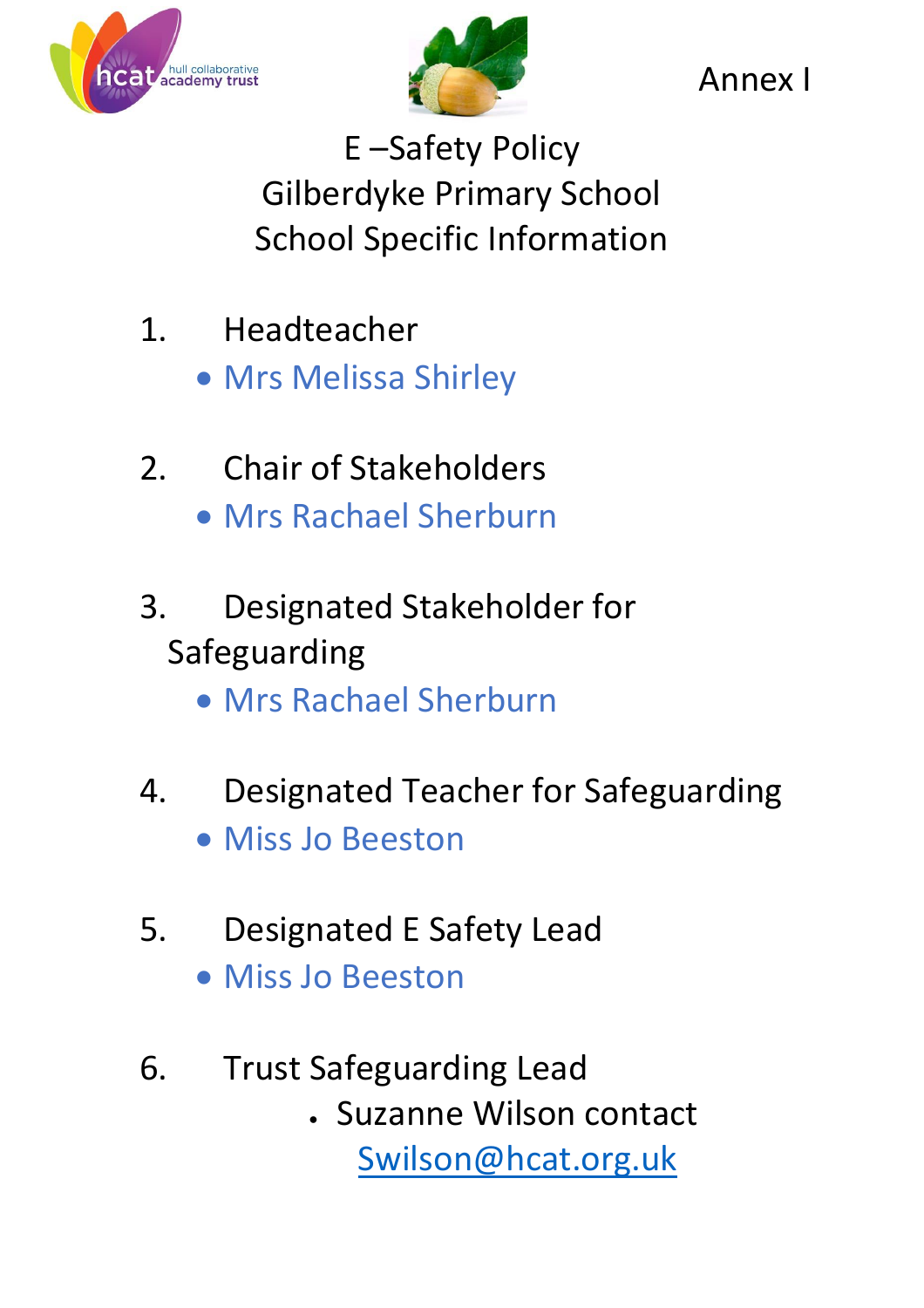Annex I

# E –Safety Policy
# Gilberdyke Primary School
# School Specific Information

1. Headteacher
   - Mrs Melissa Shirley

2. Chair of Stakeholders
   - Mrs Rachael Sherburn

3. Designated Stakeholder for Safeguarding
   - Mrs Rachael Sherburn

4. Designated Teacher for Safeguarding
   - Miss Jo Beeston

5. Designated E Safety Lead
   - Miss Jo Beeston

6. Trust Safeguarding Lead
   - Suzanne Wilson contact Swilson@hcat.org.uk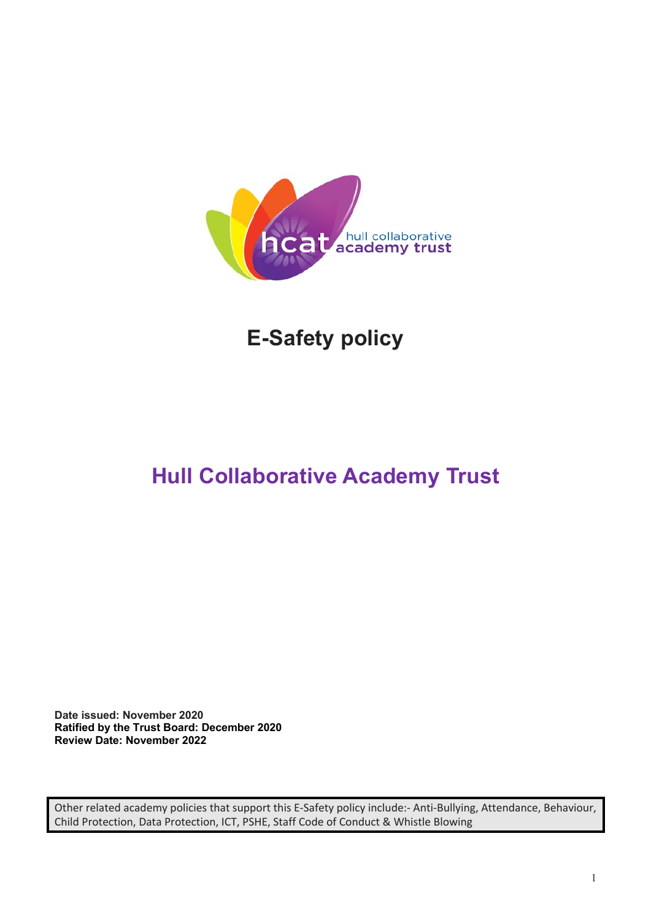# E-Safety policy

## Hull Collaborative Academy Trust

**Date issued: November 2020**
**Ratified by the Trust Board: December 2020**
**Review Date: November 2022**

Other related academy policies that support this E-Safety policy include:- Anti-Bullying, Attendance, Behaviour, Child Protection, Data Protection, ICT, PSHE, Staff Code of Conduct & Whistle Blowing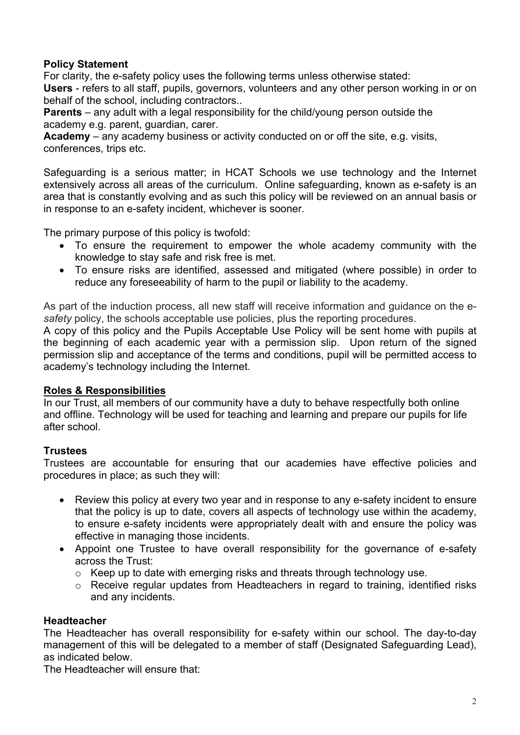**Policy Statement**

For clarity, the e-safety policy uses the following terms unless otherwise stated:

**Users** - refers to all staff, pupils, governors, volunteers and any other person working in or on behalf of the school, including contractors..

**Parents** – any adult with a legal responsibility for the child/young person outside the academy e.g. parent, guardian, carer.

**Academy** – any academy business or activity conducted on or off the site, e.g. visits, conferences, trips etc.

Safeguarding is a serious matter; in HCAT Schools we use technology and the Internet extensively across all areas of the curriculum. Online safeguarding, known as e-safety is an area that is constantly evolving and as such this policy will be reviewed on an annual basis or in response to an e-safety incident, whichever is sooner.

The primary purpose of this policy is twofold:

- To ensure the requirement to empower the whole academy community with the knowledge to stay safe and risk free is met.
- To ensure risks are identified, assessed and mitigated (where possible) in order to reduce any foreseeability of harm to the pupil or liability to the academy.

As part of the induction process, all new staff will receive information and guidance on the e-*safety* policy, the schools acceptable use policies, plus the reporting procedures.

A copy of this policy and the Pupils Acceptable Use Policy will be sent home with pupils at the beginning of each academic year with a permission slip. Upon return of the signed permission slip and acceptance of the terms and conditions, pupil will be permitted access to academy's technology including the Internet.

**Roles & Responsibilities**

In our Trust, all members of our community have a duty to behave respectfully both online and offline. Technology will be used for teaching and learning and prepare our pupils for life after school.

**Trustees**

Trustees are accountable for ensuring that our academies have effective policies and procedures in place; as such they will:

- Review this policy at every two year and in response to any e-safety incident to ensure that the policy is up to date, covers all aspects of technology use within the academy, to ensure e-safety incidents were appropriately dealt with and ensure the policy was effective in managing those incidents.
- Appoint one Trustee to have overall responsibility for the governance of e-safety across the Trust:
  - Keep up to date with emerging risks and threats through technology use.
  - Receive regular updates from Headteachers in regard to training, identified risks and any incidents.

**Headteacher**

The Headteacher has overall responsibility for e-safety within our school. The day-to-day management of this will be delegated to a member of staff (Designated Safeguarding Lead), as indicated below.

The Headteacher will ensure that: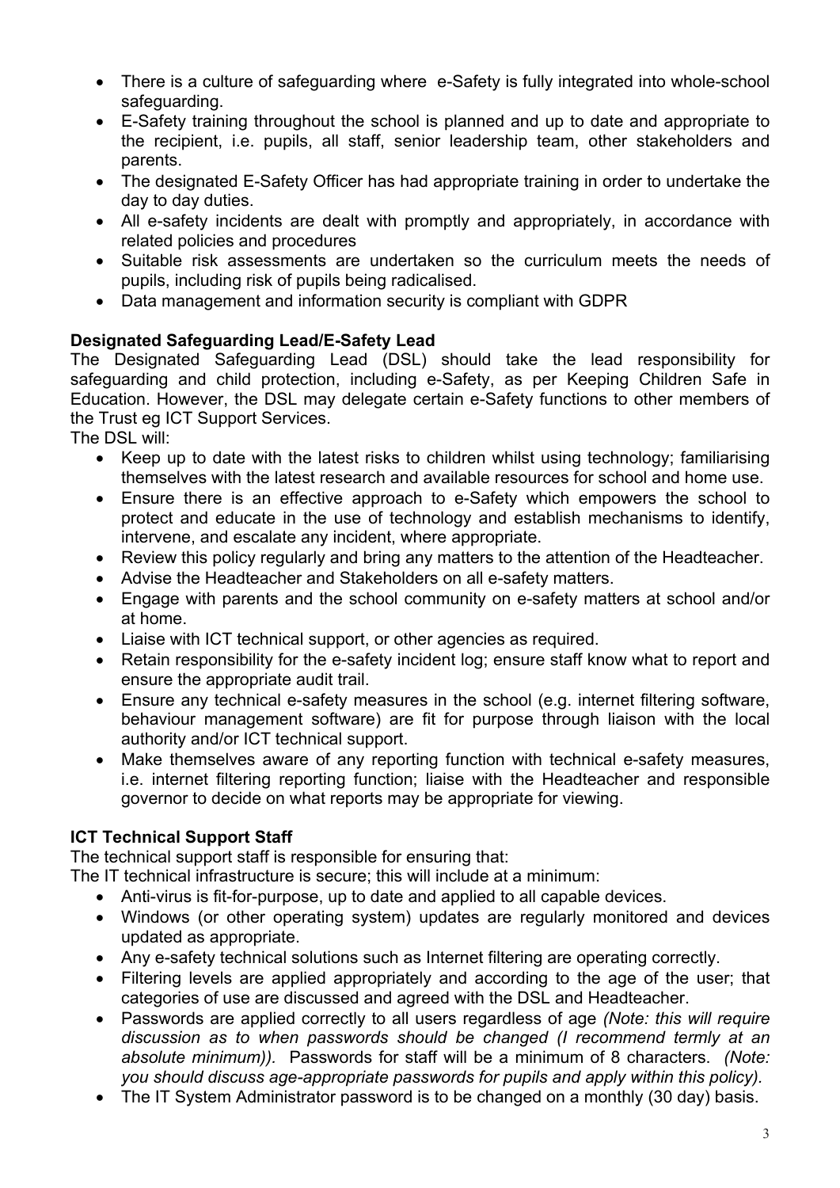- There is a culture of safeguarding where e-Safety is fully integrated into whole-school safeguarding.
- E-Safety training throughout the school is planned and up to date and appropriate to the recipient, i.e. pupils, all staff, senior leadership team, other stakeholders and parents.
- The designated E-Safety Officer has had appropriate training in order to undertake the day to day duties.
- All e-safety incidents are dealt with promptly and appropriately, in accordance with related policies and procedures
- Suitable risk assessments are undertaken so the curriculum meets the needs of pupils, including risk of pupils being radicalised.
- Data management and information security is compliant with GDPR

**Designated Safeguarding Lead/E-Safety Lead**

The Designated Safeguarding Lead (DSL) should take the lead responsibility for safeguarding and child protection, including e-Safety, as per Keeping Children Safe in Education. However, the DSL may delegate certain e-Safety functions to other members of the Trust eg ICT Support Services.

The DSL will:

- Keep up to date with the latest risks to children whilst using technology; familiarising themselves with the latest research and available resources for school and home use.
- Ensure there is an effective approach to e-Safety which empowers the school to protect and educate in the use of technology and establish mechanisms to identify, intervene, and escalate any incident, where appropriate.
- Review this policy regularly and bring any matters to the attention of the Headteacher.
- Advise the Headteacher and Stakeholders on all e-safety matters.
- Engage with parents and the school community on e-safety matters at school and/or at home.
- Liaise with ICT technical support, or other agencies as required.
- Retain responsibility for the e-safety incident log; ensure staff know what to report and ensure the appropriate audit trail.
- Ensure any technical e-safety measures in the school (e.g. internet filtering software, behaviour management software) are fit for purpose through liaison with the local authority and/or ICT technical support.
- Make themselves aware of any reporting function with technical e-safety measures, i.e. internet filtering reporting function; liaise with the Headteacher and responsible governor to decide on what reports may be appropriate for viewing.

**ICT Technical Support Staff**

The technical support staff is responsible for ensuring that:

The IT technical infrastructure is secure; this will include at a minimum:

- Anti-virus is fit-for-purpose, up to date and applied to all capable devices.
- Windows (or other operating system) updates are regularly monitored and devices updated as appropriate.
- Any e-safety technical solutions such as Internet filtering are operating correctly.
- Filtering levels are applied appropriately and according to the age of the user; that categories of use are discussed and agreed with the DSL and Headteacher.
- Passwords are applied correctly to all users regardless of age *(Note: this will require discussion as to when passwords should be changed (I recommend termly at an absolute minimum)).* Passwords for staff will be a minimum of 8 characters. *(Note: you should discuss age-appropriate passwords for pupils and apply within this policy).*
- The IT System Administrator password is to be changed on a monthly (30 day) basis.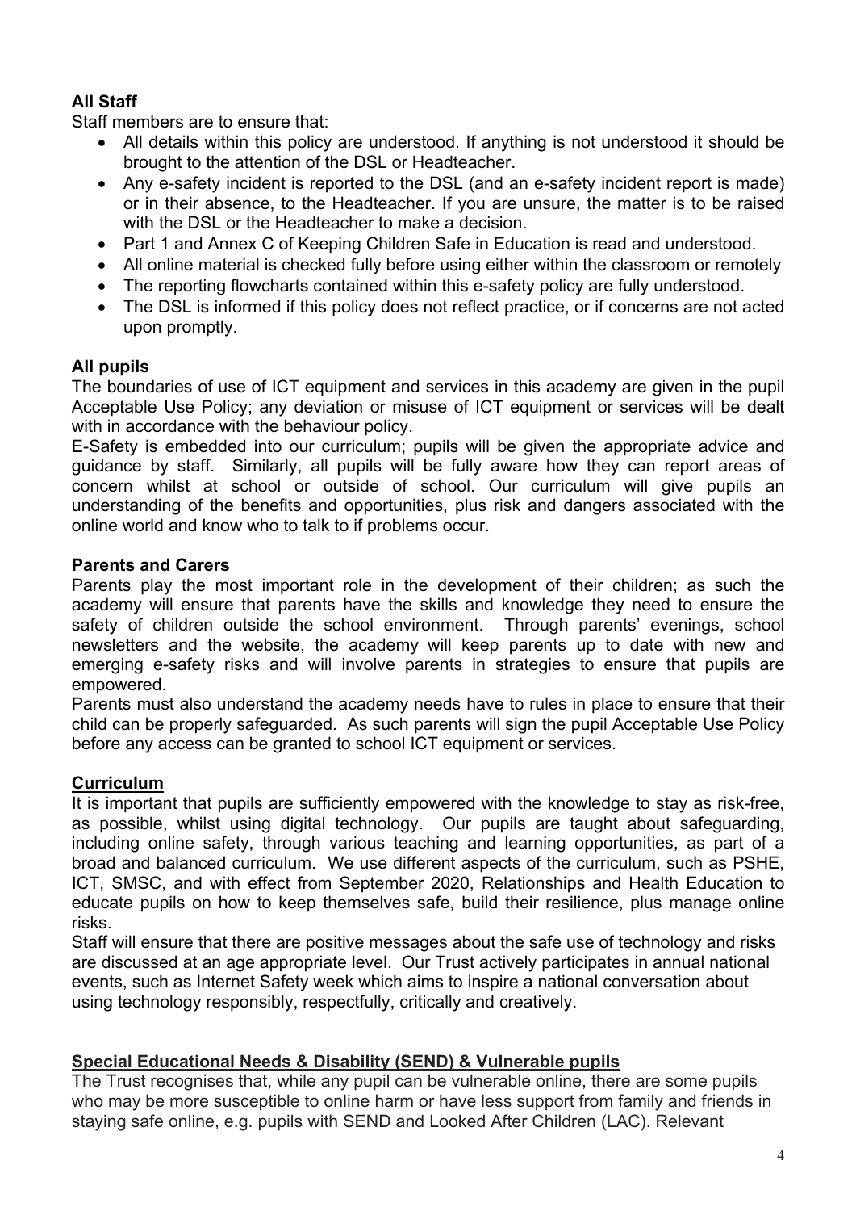**All Staff**

Staff members are to ensure that:

- All details within this policy are understood. If anything is not understood it should be brought to the attention of the DSL or Headteacher.
- Any e-safety incident is reported to the DSL (and an e-safety incident report is made) or in their absence, to the Headteacher. If you are unsure, the matter is to be raised with the DSL or the Headteacher to make a decision.
- Part 1 and Annex C of Keeping Children Safe in Education is read and understood.
- All online material is checked fully before using either within the classroom or remotely
- The reporting flowcharts contained within this e-safety policy are fully understood.
- The DSL is informed if this policy does not reflect practice, or if concerns are not acted upon promptly.

**All pupils**

The boundaries of use of ICT equipment and services in this academy are given in the pupil Acceptable Use Policy; any deviation or misuse of ICT equipment or services will be dealt with in accordance with the behaviour policy.

E-Safety is embedded into our curriculum; pupils will be given the appropriate advice and guidance by staff. Similarly, all pupils will be fully aware how they can report areas of concern whilst at school or outside of school. Our curriculum will give pupils an understanding of the benefits and opportunities, plus risk and dangers associated with the online world and know who to talk to if problems occur.

**Parents and Carers**

Parents play the most important role in the development of their children; as such the academy will ensure that parents have the skills and knowledge they need to ensure the safety of children outside the school environment. Through parents' evenings, school newsletters and the website, the academy will keep parents up to date with new and emerging e-safety risks and will involve parents in strategies to ensure that pupils are empowered.

Parents must also understand the academy needs have to rules in place to ensure that their child can be properly safeguarded. As such parents will sign the pupil Acceptable Use Policy before any access can be granted to school ICT equipment or services.

**Curriculum**

It is important that pupils are sufficiently empowered with the knowledge to stay as risk-free, as possible, whilst using digital technology. Our pupils are taught about safeguarding, including online safety, through various teaching and learning opportunities, as part of a broad and balanced curriculum. We use different aspects of the curriculum, such as PSHE, ICT, SMSC, and with effect from September 2020, Relationships and Health Education to educate pupils on how to keep themselves safe, build their resilience, plus manage online risks.

Staff will ensure that there are positive messages about the safe use of technology and risks are discussed at an age appropriate level. Our Trust actively participates in annual national events, such as Internet Safety week which aims to inspire a national conversation about using technology responsibly, respectfully, critically and creatively.

**Special Educational Needs & Disability (SEND) & Vulnerable pupils**

The Trust recognises that, while any pupil can be vulnerable online, there are some pupils who may be more susceptible to online harm or have less support from family and friends in staying safe online, e.g. pupils with SEND and Looked After Children (LAC). Relevant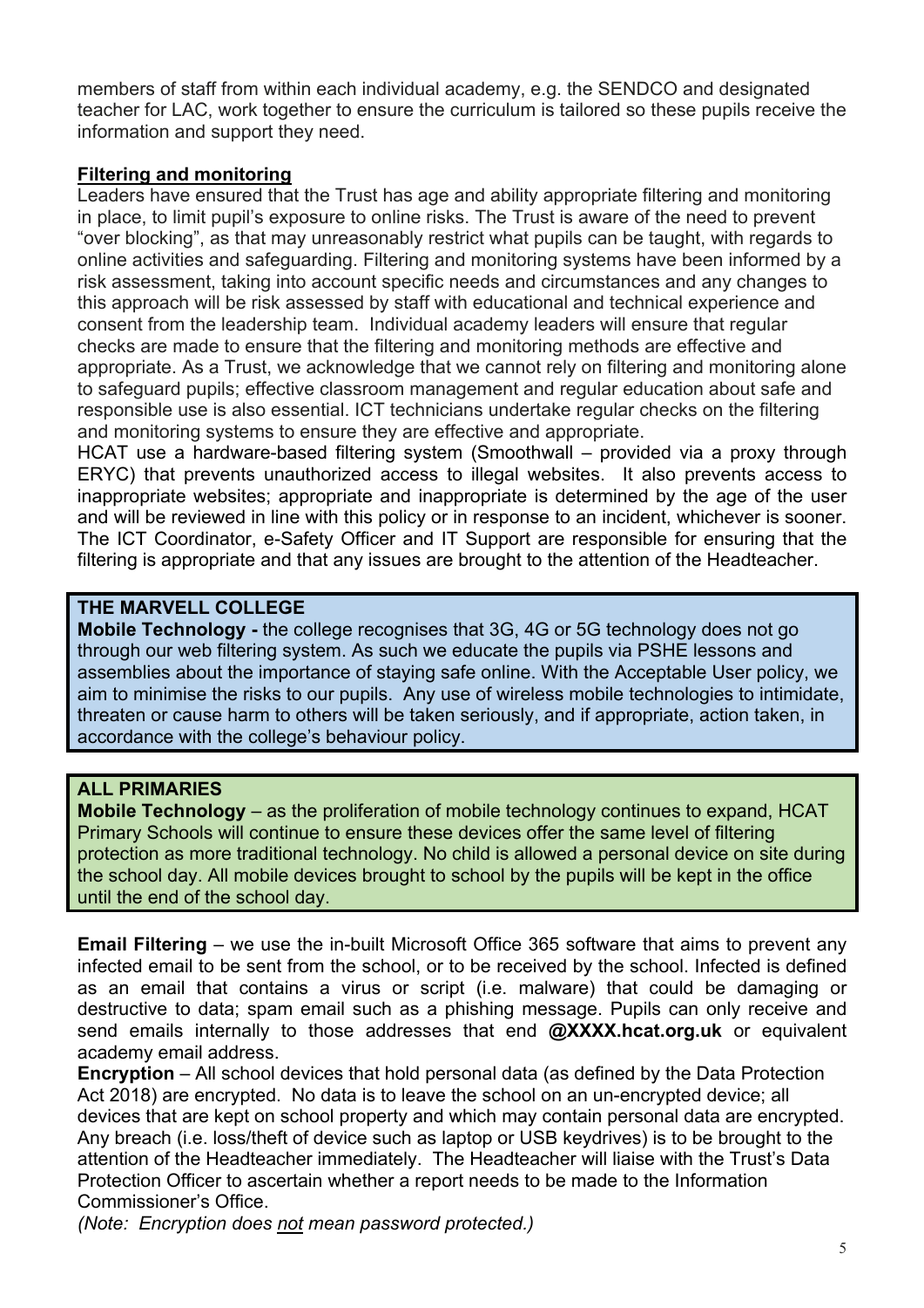members of staff from within each individual academy, e.g. the SENDCO and designated teacher for LAC, work together to ensure the curriculum is tailored so these pupils receive the information and support they need.

## Filtering and monitoring

Leaders have ensured that the Trust has age and ability appropriate filtering and monitoring in place, to limit pupil's exposure to online risks. The Trust is aware of the need to prevent "over blocking", as that may unreasonably restrict what pupils can be taught, with regards to online activities and safeguarding. Filtering and monitoring systems have been informed by a risk assessment, taking into account specific needs and circumstances and any changes to this approach will be risk assessed by staff with educational and technical experience and consent from the leadership team. Individual academy leaders will ensure that regular checks are made to ensure that the filtering and monitoring methods are effective and appropriate. As a Trust, we acknowledge that we cannot rely on filtering and monitoring alone to safeguard pupils; effective classroom management and regular education about safe and responsible use is also essential. ICT technicians undertake regular checks on the filtering and monitoring systems to ensure they are effective and appropriate.

HCAT use a hardware-based filtering system (Smoothwall – provided via a proxy through ERYC) that prevents unauthorized access to illegal websites. It also prevents access to inappropriate websites; appropriate and inappropriate is determined by the age of the user and will be reviewed in line with this policy or in response to an incident, whichever is sooner. The ICT Coordinator, e-Safety Officer and IT Support are responsible for ensuring that the filtering is appropriate and that any issues are brought to the attention of the Headteacher.

**THE MARVELL COLLEGE**

**Mobile Technology -** the college recognises that 3G, 4G or 5G technology does not go through our web filtering system. As such we educate the pupils via PSHE lessons and assemblies about the importance of staying safe online. With the Acceptable User policy, we aim to minimise the risks to our pupils. Any use of wireless mobile technologies to intimidate, threaten or cause harm to others will be taken seriously, and if appropriate, action taken, in accordance with the college's behaviour policy.

**ALL PRIMARIES**

**Mobile Technology** – as the proliferation of mobile technology continues to expand, HCAT Primary Schools will continue to ensure these devices offer the same level of filtering protection as more traditional technology. No child is allowed a personal device on site during the school day. All mobile devices brought to school by the pupils will be kept in the office until the end of the school day.

**Email Filtering** – we use the in-built Microsoft Office 365 software that aims to prevent any infected email to be sent from the school, or to be received by the school. Infected is defined as an email that contains a virus or script (i.e. malware) that could be damaging or destructive to data; spam email such as a phishing message. Pupils can only receive and send emails internally to those addresses that end **@XXXX.hcat.org.uk** or equivalent academy email address.

**Encryption** – All school devices that hold personal data (as defined by the Data Protection Act 2018) are encrypted. No data is to leave the school on an un-encrypted device; all devices that are kept on school property and which may contain personal data are encrypted. Any breach (i.e. loss/theft of device such as laptop or USB keydrives) is to be brought to the attention of the Headteacher immediately. The Headteacher will liaise with the Trust's Data Protection Officer to ascertain whether a report needs to be made to the Information Commissioner's Office.

*(Note: Encryption does not mean password protected.)*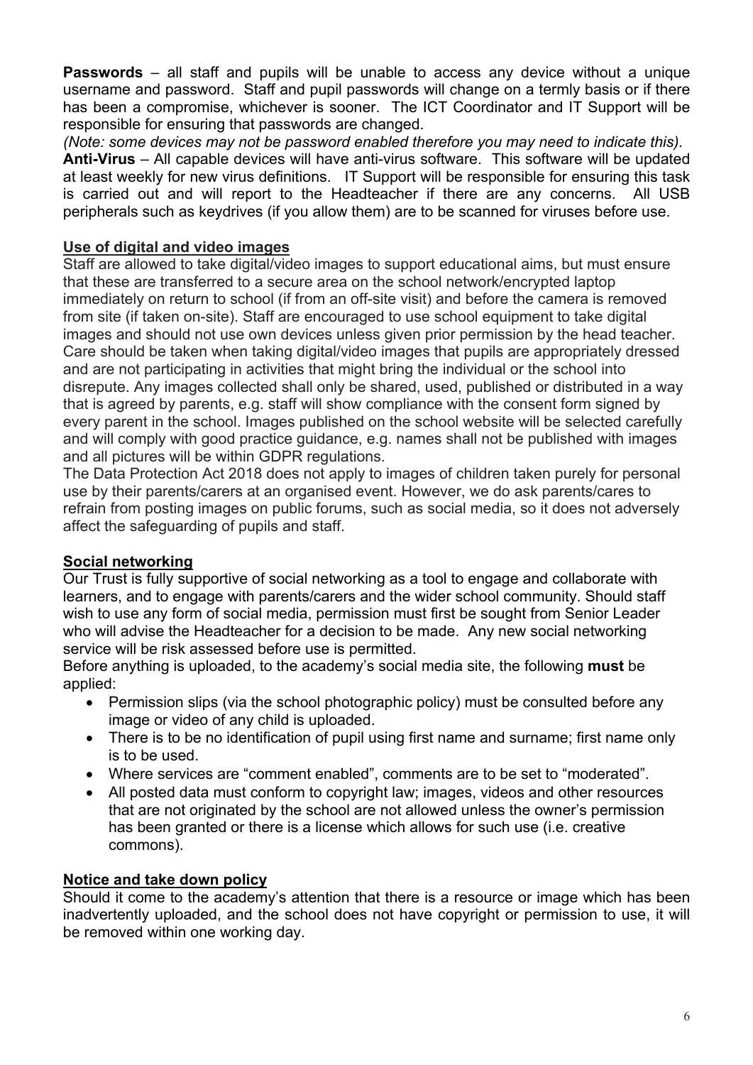**Passwords** – all staff and pupils will be unable to access any device without a unique username and password. Staff and pupil passwords will change on a termly basis or if there has been a compromise, whichever is sooner. The ICT Coordinator and IT Support will be responsible for ensuring that passwords are changed.

*(Note: some devices may not be password enabled therefore you may need to indicate this).*

**Anti-Virus** – All capable devices will have anti-virus software. This software will be updated at least weekly for new virus definitions. IT Support will be responsible for ensuring this task is carried out and will report to the Headteacher if there are any concerns. All USB peripherals such as keydrives (if you allow them) are to be scanned for viruses before use.

## Use of digital and video images

Staff are allowed to take digital/video images to support educational aims, but must ensure that these are transferred to a secure area on the school network/encrypted laptop immediately on return to school (if from an off-site visit) and before the camera is removed from site (if taken on-site). Staff are encouraged to use school equipment to take digital images and should not use own devices unless given prior permission by the head teacher. Care should be taken when taking digital/video images that pupils are appropriately dressed and are not participating in activities that might bring the individual or the school into disrepute. Any images collected shall only be shared, used, published or distributed in a way that is agreed by parents, e.g. staff will show compliance with the consent form signed by every parent in the school. Images published on the school website will be selected carefully and will comply with good practice guidance, e.g. names shall not be published with images and all pictures will be within GDPR regulations.

The Data Protection Act 2018 does not apply to images of children taken purely for personal use by their parents/carers at an organised event. However, we do ask parents/cares to refrain from posting images on public forums, such as social media, so it does not adversely affect the safeguarding of pupils and staff.

## Social networking

Our Trust is fully supportive of social networking as a tool to engage and collaborate with learners, and to engage with parents/carers and the wider school community. Should staff wish to use any form of social media, permission must first be sought from Senior Leader who will advise the Headteacher for a decision to be made. Any new social networking service will be risk assessed before use is permitted.

Before anything is uploaded, to the academy's social media site, the following **must** be applied:

- Permission slips (via the school photographic policy) must be consulted before any image or video of any child is uploaded.
- There is to be no identification of pupil using first name and surname; first name only is to be used.
- Where services are "comment enabled", comments are to be set to "moderated".
- All posted data must conform to copyright law; images, videos and other resources that are not originated by the school are not allowed unless the owner's permission has been granted or there is a license which allows for such use (i.e. creative commons).

## Notice and take down policy

Should it come to the academy's attention that there is a resource or image which has been inadvertently uploaded, and the school does not have copyright or permission to use, it will be removed within one working day.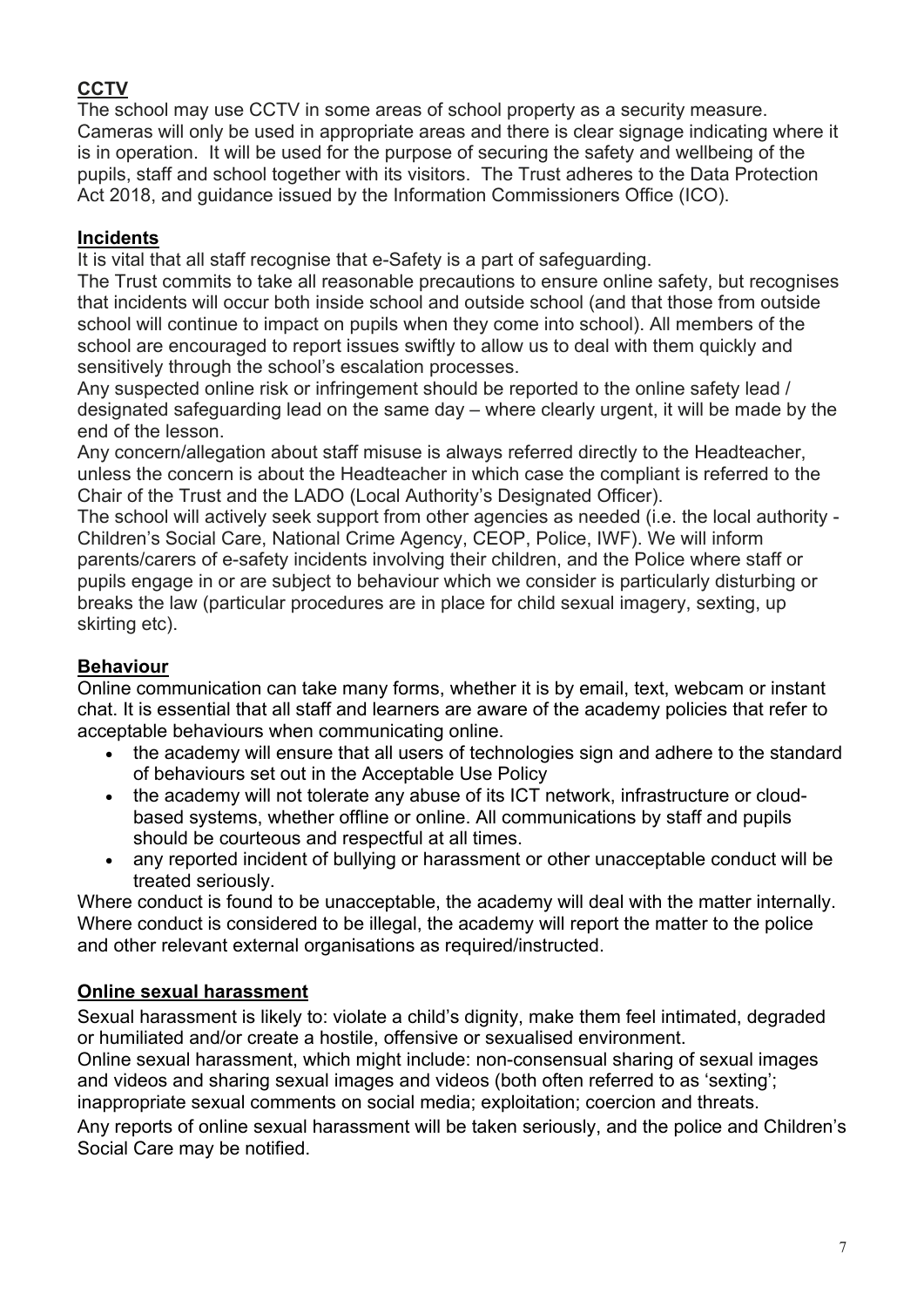## CCTV

The school may use CCTV in some areas of school property as a security measure. Cameras will only be used in appropriate areas and there is clear signage indicating where it is in operation. It will be used for the purpose of securing the safety and wellbeing of the pupils, staff and school together with its visitors. The Trust adheres to the Data Protection Act 2018, and guidance issued by the Information Commissioners Office (ICO).

## Incidents

It is vital that all staff recognise that e-Safety is a part of safeguarding.

The Trust commits to take all reasonable precautions to ensure online safety, but recognises that incidents will occur both inside school and outside school (and that those from outside school will continue to impact on pupils when they come into school). All members of the school are encouraged to report issues swiftly to allow us to deal with them quickly and sensitively through the school's escalation processes.

Any suspected online risk or infringement should be reported to the online safety lead / designated safeguarding lead on the same day – where clearly urgent, it will be made by the end of the lesson.

Any concern/allegation about staff misuse is always referred directly to the Headteacher, unless the concern is about the Headteacher in which case the compliant is referred to the Chair of the Trust and the LADO (Local Authority's Designated Officer).

The school will actively seek support from other agencies as needed (i.e. the local authority - Children's Social Care, National Crime Agency, CEOP, Police, IWF). We will inform parents/carers of e-safety incidents involving their children, and the Police where staff or pupils engage in or are subject to behaviour which we consider is particularly disturbing or breaks the law (particular procedures are in place for child sexual imagery, sexting, up skirting etc).

## Behaviour

Online communication can take many forms, whether it is by email, text, webcam or instant chat. It is essential that all staff and learners are aware of the academy policies that refer to acceptable behaviours when communicating online.

- the academy will ensure that all users of technologies sign and adhere to the standard of behaviours set out in the Acceptable Use Policy
- the academy will not tolerate any abuse of its ICT network, infrastructure or cloud-based systems, whether offline or online. All communications by staff and pupils should be courteous and respectful at all times.
- any reported incident of bullying or harassment or other unacceptable conduct will be treated seriously.

Where conduct is found to be unacceptable, the academy will deal with the matter internally. Where conduct is considered to be illegal, the academy will report the matter to the police and other relevant external organisations as required/instructed.

## Online sexual harassment

Sexual harassment is likely to: violate a child's dignity, make them feel intimated, degraded or humiliated and/or create a hostile, offensive or sexualised environment.

Online sexual harassment, which might include: non-consensual sharing of sexual images and videos and sharing sexual images and videos (both often referred to as 'sexting'; inappropriate sexual comments on social media; exploitation; coercion and threats.

Any reports of online sexual harassment will be taken seriously, and the police and Children's Social Care may be notified.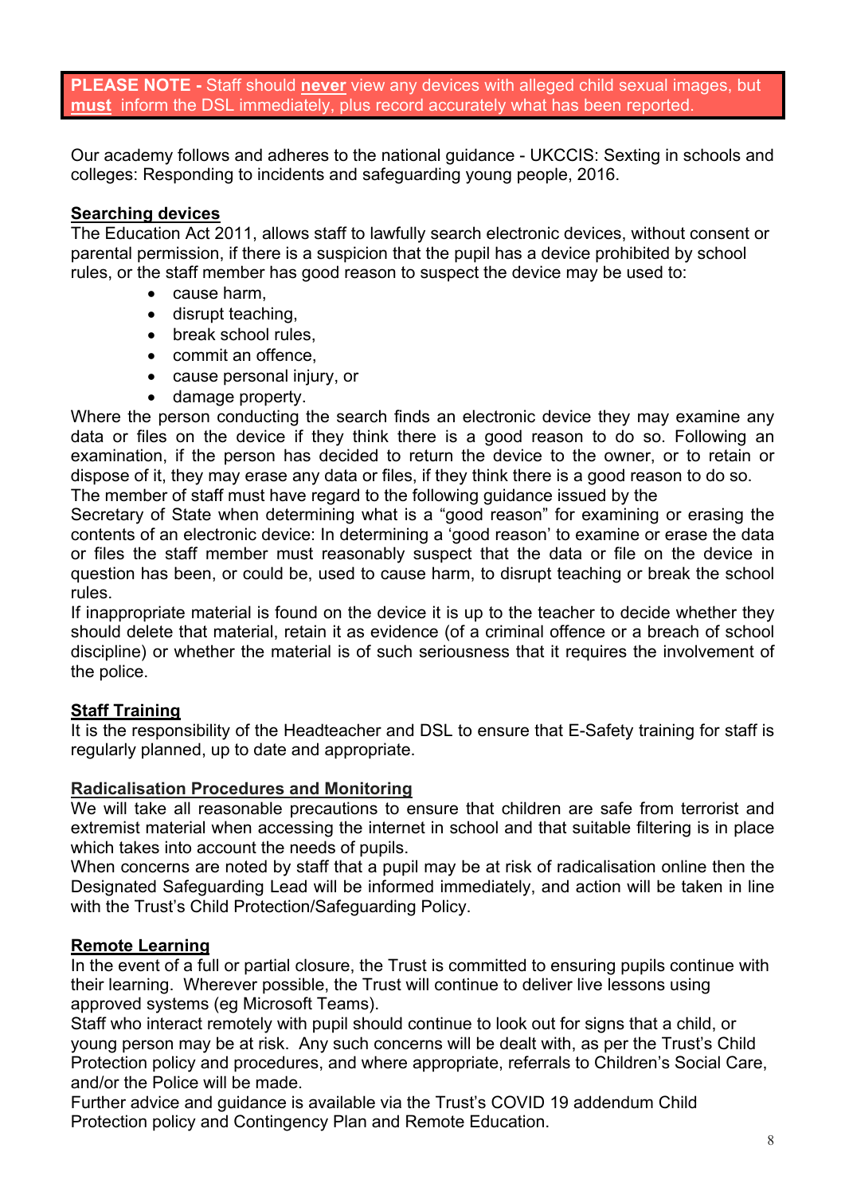**PLEASE NOTE -** Staff should **never** view any devices with alleged child sexual images, but **must** inform the DSL immediately, plus record accurately what has been reported.

Our academy follows and adheres to the national guidance - UKCCIS: Sexting in schools and colleges: Responding to incidents and safeguarding young people, 2016.

**Searching devices**

The Education Act 2011, allows staff to lawfully search electronic devices, without consent or parental permission, if there is a suspicion that the pupil has a device prohibited by school rules, or the staff member has good reason to suspect the device may be used to:

- cause harm,
- disrupt teaching,
- break school rules,
- commit an offence,
- cause personal injury, or
- damage property.

Where the person conducting the search finds an electronic device they may examine any data or files on the device if they think there is a good reason to do so. Following an examination, if the person has decided to return the device to the owner, or to retain or dispose of it, they may erase any data or files, if they think there is a good reason to do so.
The member of staff must have regard to the following guidance issued by the Secretary of State when determining what is a "good reason" for examining or erasing the contents of an electronic device: In determining a 'good reason' to examine or erase the data or files the staff member must reasonably suspect that the data or file on the device in question has been, or could be, used to cause harm, to disrupt teaching or break the school rules.
If inappropriate material is found on the device it is up to the teacher to decide whether they should delete that material, retain it as evidence (of a criminal offence or a breach of school discipline) or whether the material is of such seriousness that it requires the involvement of the police.

**Staff Training**

It is the responsibility of the Headteacher and DSL to ensure that E-Safety training for staff is regularly planned, up to date and appropriate.

**Radicalisation Procedures and Monitoring**

We will take all reasonable precautions to ensure that children are safe from terrorist and extremist material when accessing the internet in school and that suitable filtering is in place which takes into account the needs of pupils.
When concerns are noted by staff that a pupil may be at risk of radicalisation online then the Designated Safeguarding Lead will be informed immediately, and action will be taken in line with the Trust's Child Protection/Safeguarding Policy.

**Remote Learning**

In the event of a full or partial closure, the Trust is committed to ensuring pupils continue with their learning. Wherever possible, the Trust will continue to deliver live lessons using approved systems (eg Microsoft Teams).
Staff who interact remotely with pupil should continue to look out for signs that a child, or young person may be at risk. Any such concerns will be dealt with, as per the Trust's Child Protection policy and procedures, and where appropriate, referrals to Children's Social Care, and/or the Police will be made.
Further advice and guidance is available via the Trust's COVID 19 addendum Child Protection policy and Contingency Plan and Remote Education.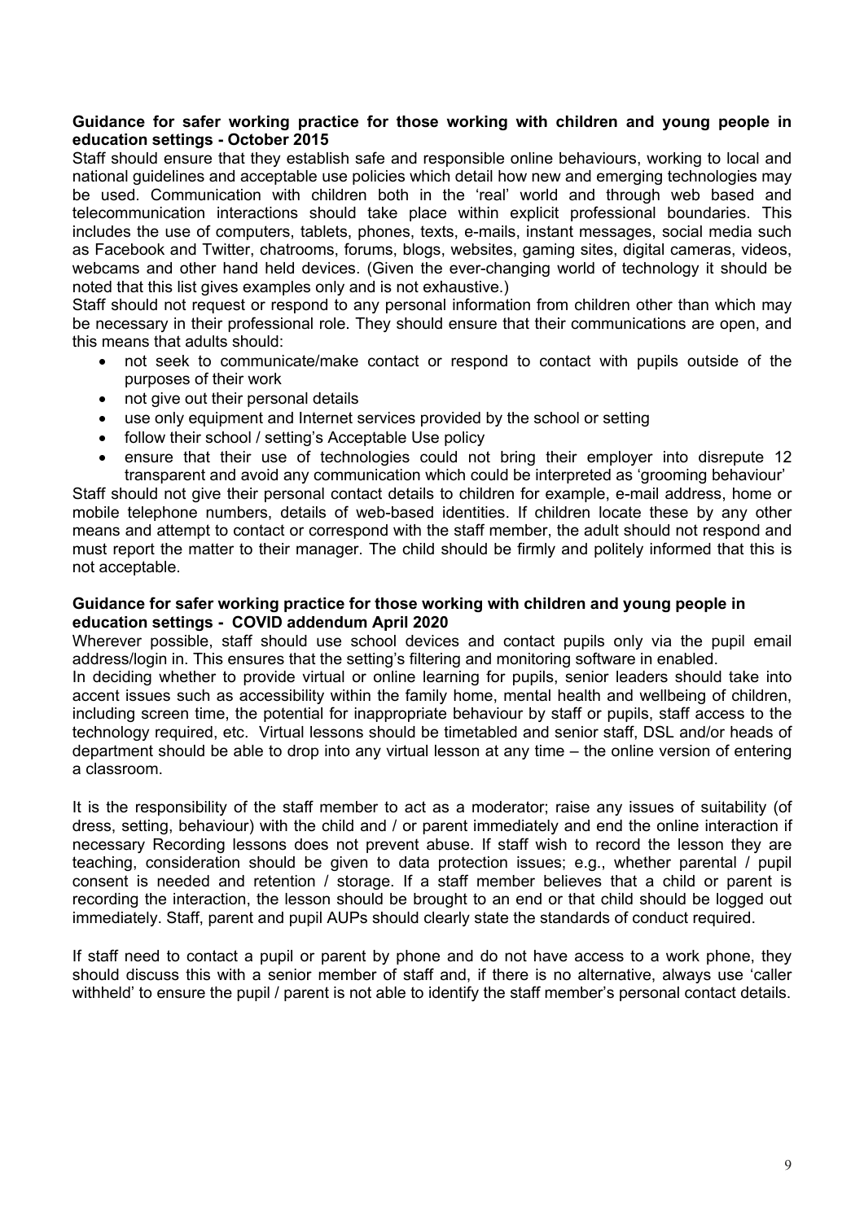**Guidance for safer working practice for those working with children and young people in education settings - October 2015**

Staff should ensure that they establish safe and responsible online behaviours, working to local and national guidelines and acceptable use policies which detail how new and emerging technologies may be used. Communication with children both in the 'real' world and through web based and telecommunication interactions should take place within explicit professional boundaries. This includes the use of computers, tablets, phones, texts, e-mails, instant messages, social media such as Facebook and Twitter, chatrooms, forums, blogs, websites, gaming sites, digital cameras, videos, webcams and other hand held devices. (Given the ever-changing world of technology it should be noted that this list gives examples only and is not exhaustive.)

Staff should not request or respond to any personal information from children other than which may be necessary in their professional role. They should ensure that their communications are open, and this means that adults should:

- not seek to communicate/make contact or respond to contact with pupils outside of the purposes of their work
- not give out their personal details
- use only equipment and Internet services provided by the school or setting
- follow their school / setting's Acceptable Use policy
- ensure that their use of technologies could not bring their employer into disrepute 12 transparent and avoid any communication which could be interpreted as 'grooming behaviour'

Staff should not give their personal contact details to children for example, e-mail address, home or mobile telephone numbers, details of web-based identities. If children locate these by any other means and attempt to contact or correspond with the staff member, the adult should not respond and must report the matter to their manager. The child should be firmly and politely informed that this is not acceptable.

**Guidance for safer working practice for those working with children and young people in education settings - COVID addendum April 2020**

Wherever possible, staff should use school devices and contact pupils only via the pupil email address/login in. This ensures that the setting's filtering and monitoring software in enabled.

In deciding whether to provide virtual or online learning for pupils, senior leaders should take into accent issues such as accessibility within the family home, mental health and wellbeing of children, including screen time, the potential for inappropriate behaviour by staff or pupils, staff access to the technology required, etc. Virtual lessons should be timetabled and senior staff, DSL and/or heads of department should be able to drop into any virtual lesson at any time – the online version of entering a classroom.

It is the responsibility of the staff member to act as a moderator; raise any issues of suitability (of dress, setting, behaviour) with the child and / or parent immediately and end the online interaction if necessary Recording lessons does not prevent abuse. If staff wish to record the lesson they are teaching, consideration should be given to data protection issues; e.g., whether parental / pupil consent is needed and retention / storage. If a staff member believes that a child or parent is recording the interaction, the lesson should be brought to an end or that child should be logged out immediately. Staff, parent and pupil AUPs should clearly state the standards of conduct required.

If staff need to contact a pupil or parent by phone and do not have access to a work phone, they should discuss this with a senior member of staff and, if there is no alternative, always use 'caller withheld' to ensure the pupil / parent is not able to identify the staff member's personal contact details.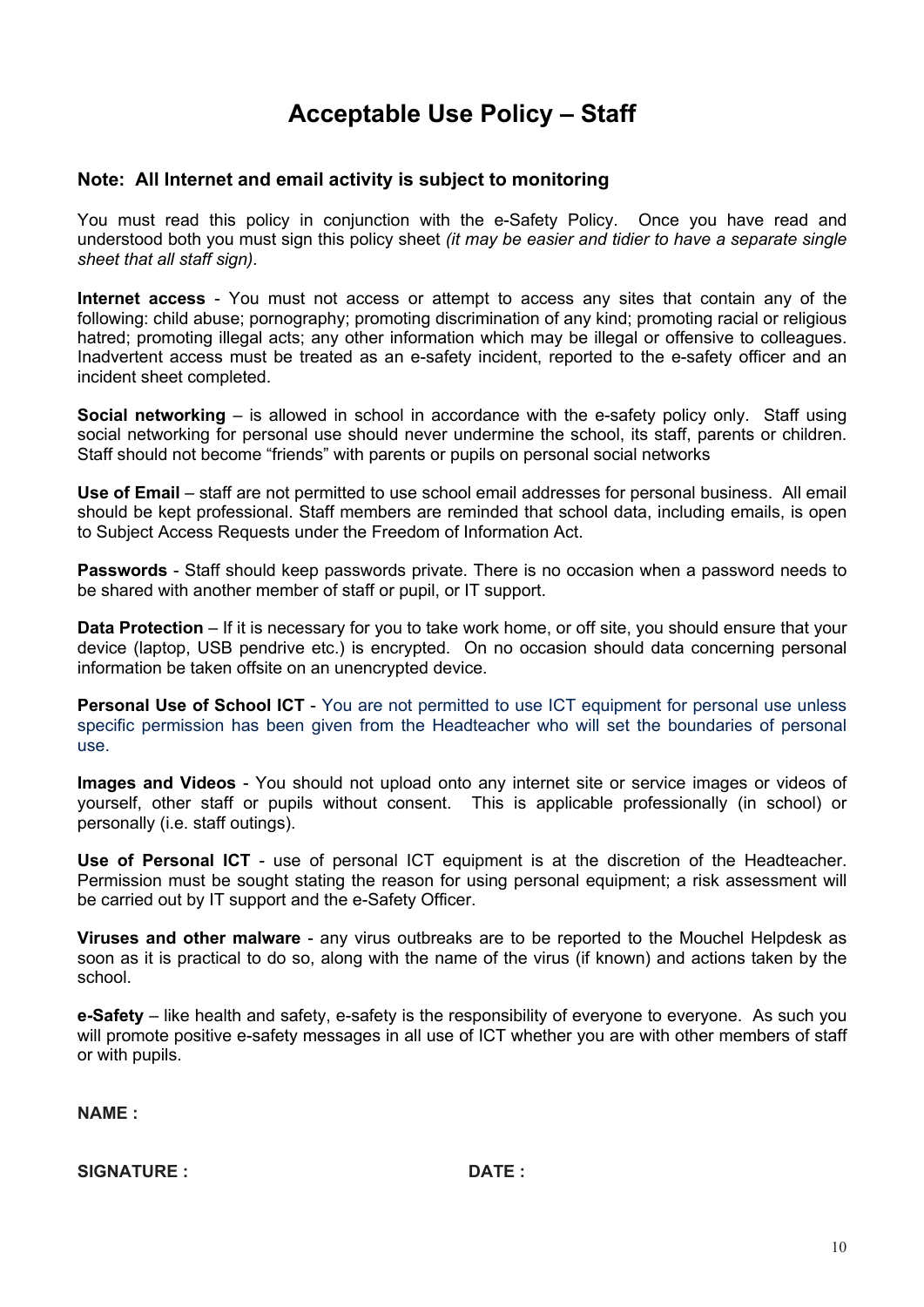# Acceptable Use Policy – Staff

**Note: All Internet and email activity is subject to monitoring**

You must read this policy in conjunction with the e-Safety Policy. Once you have read and understood both you must sign this policy sheet *(it may be easier and tidier to have a separate single sheet that all staff sign).*

**Internet access** - You must not access or attempt to access any sites that contain any of the following: child abuse; pornography; promoting discrimination of any kind; promoting racial or religious hatred; promoting illegal acts; any other information which may be illegal or offensive to colleagues. Inadvertent access must be treated as an e-safety incident, reported to the e-safety officer and an incident sheet completed.

**Social networking** – is allowed in school in accordance with the e-safety policy only. Staff using social networking for personal use should never undermine the school, its staff, parents or children. Staff should not become "friends" with parents or pupils on personal social networks

**Use of Email** – staff are not permitted to use school email addresses for personal business. All email should be kept professional. Staff members are reminded that school data, including emails, is open to Subject Access Requests under the Freedom of Information Act.

**Passwords** - Staff should keep passwords private. There is no occasion when a password needs to be shared with another member of staff or pupil, or IT support.

**Data Protection** – If it is necessary for you to take work home, or off site, you should ensure that your device (laptop, USB pendrive etc.) is encrypted. On no occasion should data concerning personal information be taken offsite on an unencrypted device.

**Personal Use of School ICT** - You are not permitted to use ICT equipment for personal use unless specific permission has been given from the Headteacher who will set the boundaries of personal use.

**Images and Videos** - You should not upload onto any internet site or service images or videos of yourself, other staff or pupils without consent. This is applicable professionally (in school) or personally (i.e. staff outings).

**Use of Personal ICT** - use of personal ICT equipment is at the discretion of the Headteacher. Permission must be sought stating the reason for using personal equipment; a risk assessment will be carried out by IT support and the e-Safety Officer.

**Viruses and other malware** - any virus outbreaks are to be reported to the Mouchel Helpdesk as soon as it is practical to do so, along with the name of the virus (if known) and actions taken by the school.

**e-Safety** – like health and safety, e-safety is the responsibility of everyone to everyone. As such you will promote positive e-safety messages in all use of ICT whether you are with other members of staff or with pupils.

**NAME :**

**SIGNATURE :** **DATE :**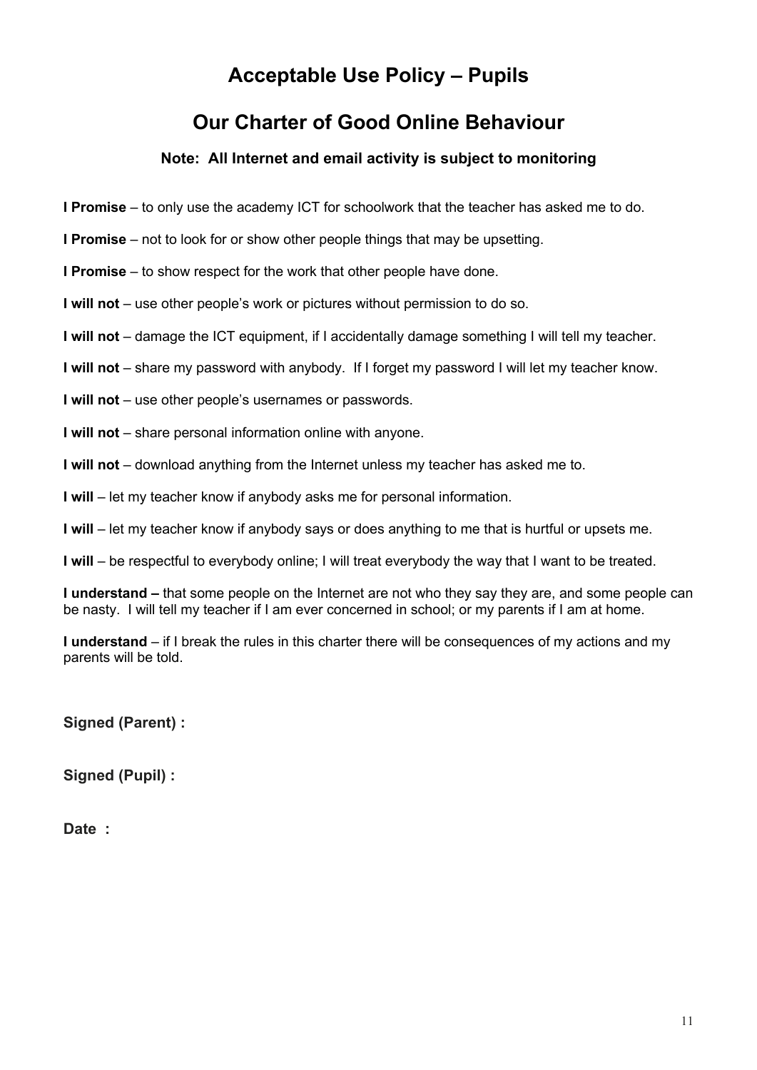# Acceptable Use Policy – Pupils

## Our Charter of Good Online Behaviour

### Note: All Internet and email activity is subject to monitoring

**I Promise** – to only use the academy ICT for schoolwork that the teacher has asked me to do.

**I Promise** – not to look for or show other people things that may be upsetting.

**I Promise** – to show respect for the work that other people have done.

**I will not** – use other people's work or pictures without permission to do so.

**I will not** – damage the ICT equipment, if I accidentally damage something I will tell my teacher.

**I will not** – share my password with anybody. If I forget my password I will let my teacher know.

**I will not** – use other people's usernames or passwords.

**I will not** – share personal information online with anyone.

**I will not** – download anything from the Internet unless my teacher has asked me to.

**I will** – let my teacher know if anybody asks me for personal information.

**I will** – let my teacher know if anybody says or does anything to me that is hurtful or upsets me.

**I will** – be respectful to everybody online; I will treat everybody the way that I want to be treated.

**I understand –** that some people on the Internet are not who they say they are, and some people can be nasty. I will tell my teacher if I am ever concerned in school; or my parents if I am at home.

**I understand** – if I break the rules in this charter there will be consequences of my actions and my parents will be told.

**Signed (Parent) :**

**Signed (Pupil) :**

**Date :**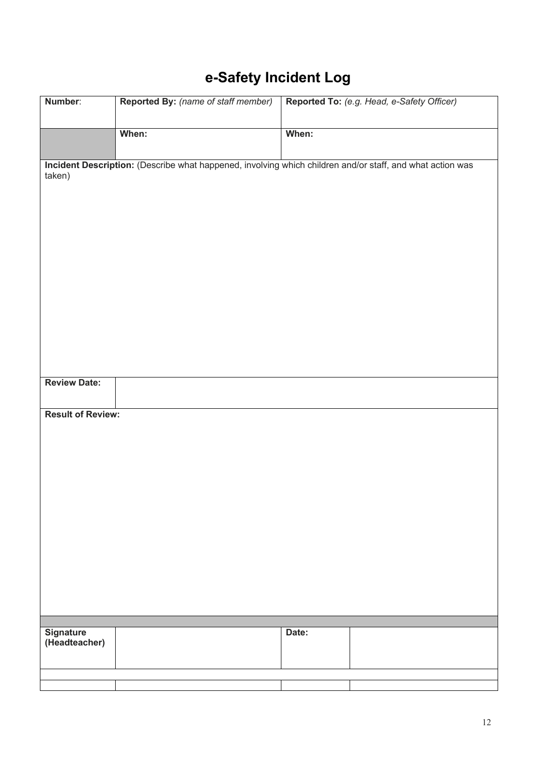# e-Safety Incident Log

| **Number**: | **Reported By:** *(name of staff member)* | **Reported To:** *(e.g. Head, e-Safety Officer)* | |
|---|---|---|---|
| | **When:** | **When:** | |
| **Incident Description:** (Describe what happened, involving which children and/or staff, and what action was taken) | | | |
| **Review Date:** | | | |
| **Result of Review:** | | | |
| | | | |
| **Signature (Headteacher)** | | **Date:** | |
| | | | |
| | | | |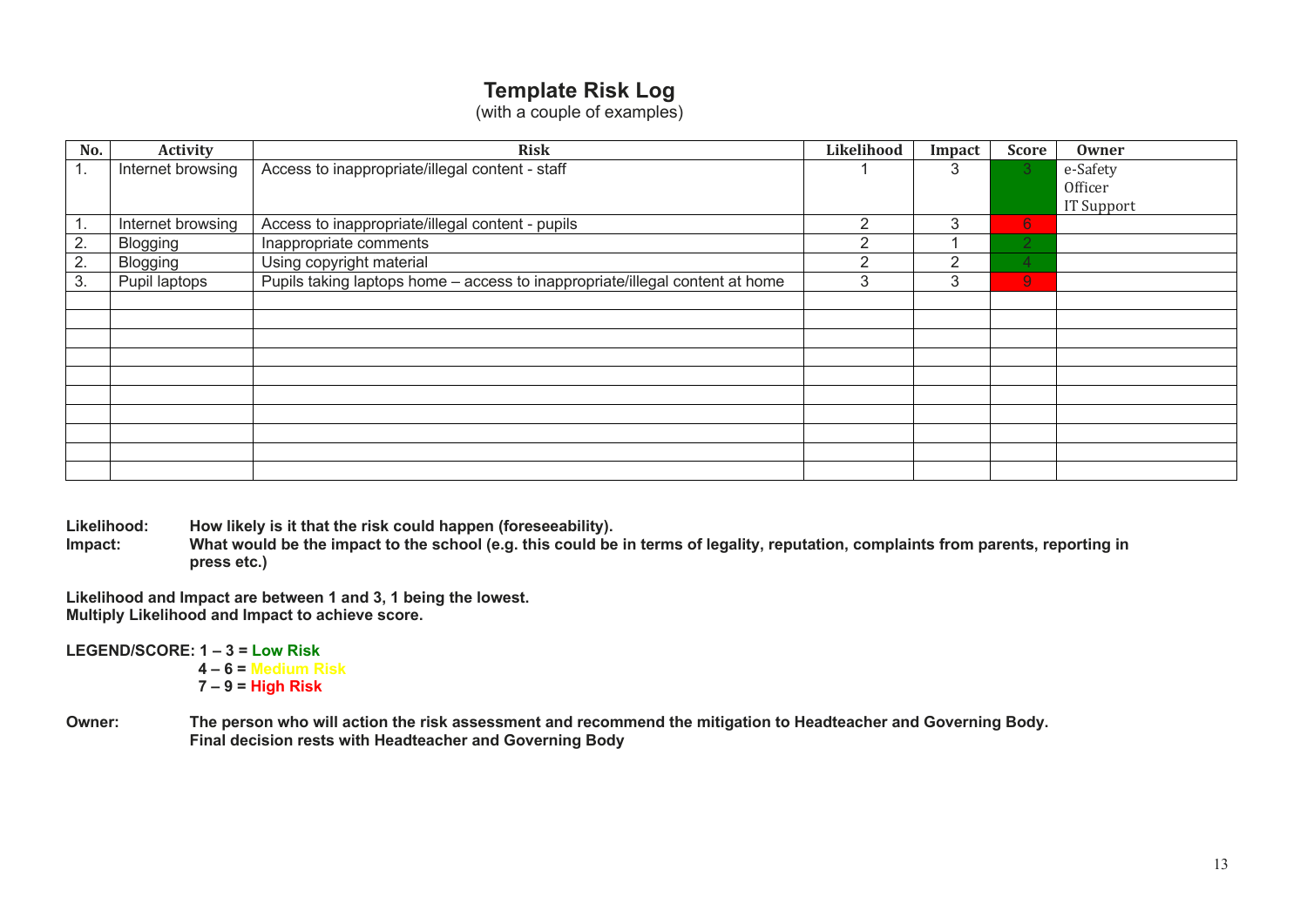# Template Risk Log

(with a couple of examples)

| No. | Activity | Risk | Likelihood | Impact | Score | Owner |
|---|---|---|---|---|---|---|
| 1. | Internet browsing | Access to inappropriate/illegal content - staff | 1 | 3 | 3 | e-Safety Officer IT Support |
| 1. | Internet browsing | Access to inappropriate/illegal content - pupils | 2 | 3 | 6 | |
| 2. | Blogging | Inappropriate comments | 2 | 1 | 2 | |
| 2. | Blogging | Using copyright material | 2 | 2 | 4 | |
| 3. | Pupil laptops | Pupils taking laptops home – access to inappropriate/illegal content at home | 3 | 3 | 9 | |
| | | | | | | |
| | | | | | | |
| | | | | | | |
| | | | | | | |
| | | | | | | |
| | | | | | | |
| | | | | | | |
| | | | | | | |
| | | | | | | |
| | | | | | | |

**Likelihood:** **How likely is it that the risk could happen (foreseeability).**

**Impact:** **What would be the impact to the school (e.g. this could be in terms of legality, reputation, complaints from parents, reporting in press etc.)**

**Likelihood and Impact are between 1 and 3, 1 being the lowest.**
**Multiply Likelihood and Impact to achieve score.**

**LEGEND/SCORE: 1 – 3 = Low Risk**
**4 – 6 = Medium Risk**
**7 – 9 = High Risk**

**Owner:** **The person who will action the risk assessment and recommend the mitigation to Headteacher and Governing Body. Final decision rests with Headteacher and Governing Body**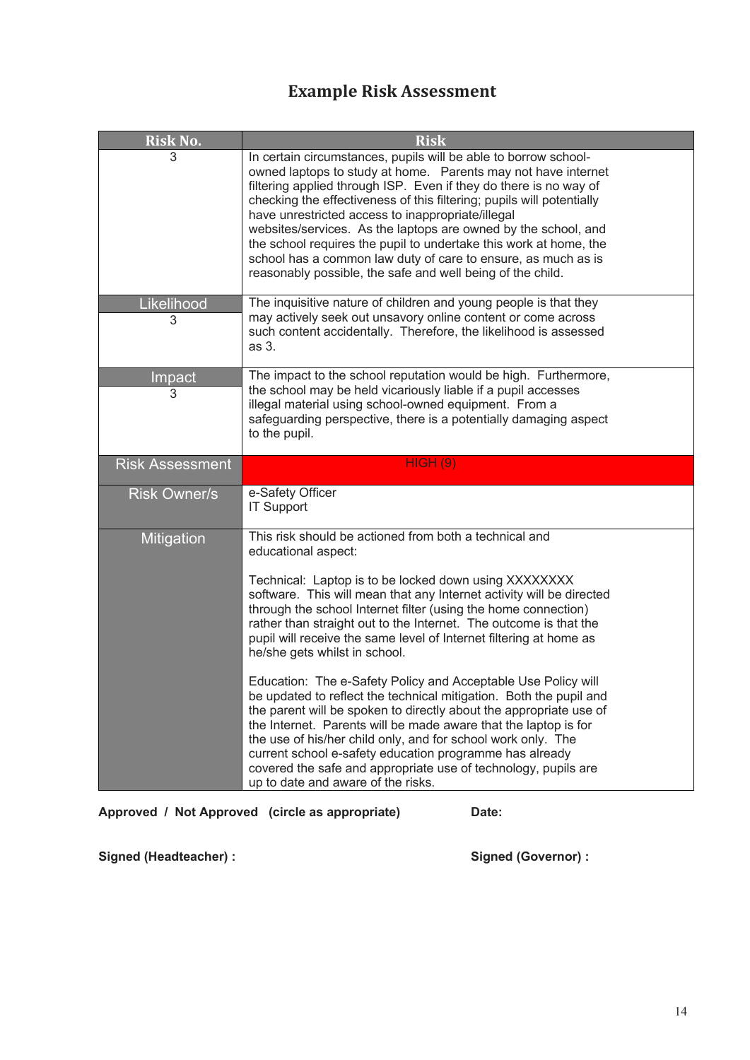# Example Risk Assessment

| Risk No. | Risk |
|---|---|
| 3 | In certain circumstances, pupils will be able to borrow school-owned laptops to study at home. Parents may not have internet filtering applied through ISP. Even if they do there is no way of checking the effectiveness of this filtering; pupils will potentially have unrestricted access to inappropriate/illegal websites/services. As the laptops are owned by the school, and the school requires the pupil to undertake this work at home, the school has a common law duty of care to ensure, as much as is reasonably possible, the safe and well being of the child. |
| Likelihood<br>3 | The inquisitive nature of children and young people is that they may actively seek out unsavory online content or come across such content accidentally. Therefore, the likelihood is assessed as 3. |
| Impact<br>3 | The impact to the school reputation would be high. Furthermore, the school may be held vicariously liable if a pupil accesses illegal material using school-owned equipment. From a safeguarding perspective, there is a potentially damaging aspect to the pupil. |
| Risk Assessment | HIGH (9) |
| Risk Owner/s | e-Safety Officer<br>IT Support |
| Mitigation | This risk should be actioned from both a technical and educational aspect:<br><br>Technical: Laptop is to be locked down using XXXXXXXX software. This will mean that any Internet activity will be directed through the school Internet filter (using the home connection) rather than straight out to the Internet. The outcome is that the pupil will receive the same level of Internet filtering at home as he/she gets whilst in school.<br><br>Education: The e-Safety Policy and Acceptable Use Policy will be updated to reflect the technical mitigation. Both the pupil and the parent will be spoken to directly about the appropriate use of the Internet. Parents will be made aware that the laptop is for the use of his/her child only, and for school work only. The current school e-safety education programme has already covered the safe and appropriate use of technology, pupils are up to date and aware of the risks. |

**Approved / Not Approved (circle as appropriate)** **Date:**

**Signed (Headteacher) :** **Signed (Governor) :**